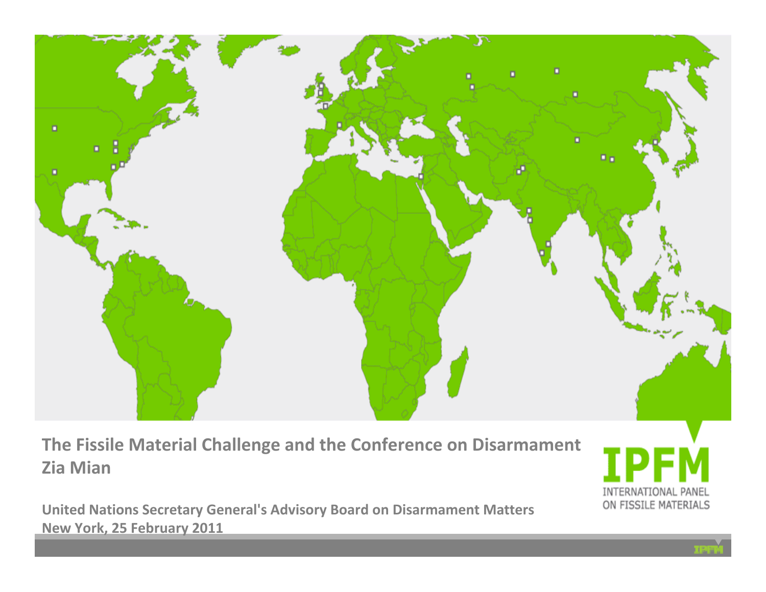# The Fissile Material Challenge and the Conference on Disarmament

## Zia Mian

**United Nations Secretary General's Advisory Board on Disarmament Matters**
**New York, 25 February 2011**

IPFM
INTERNATIONAL PANEL ON FISSILE MATERIALS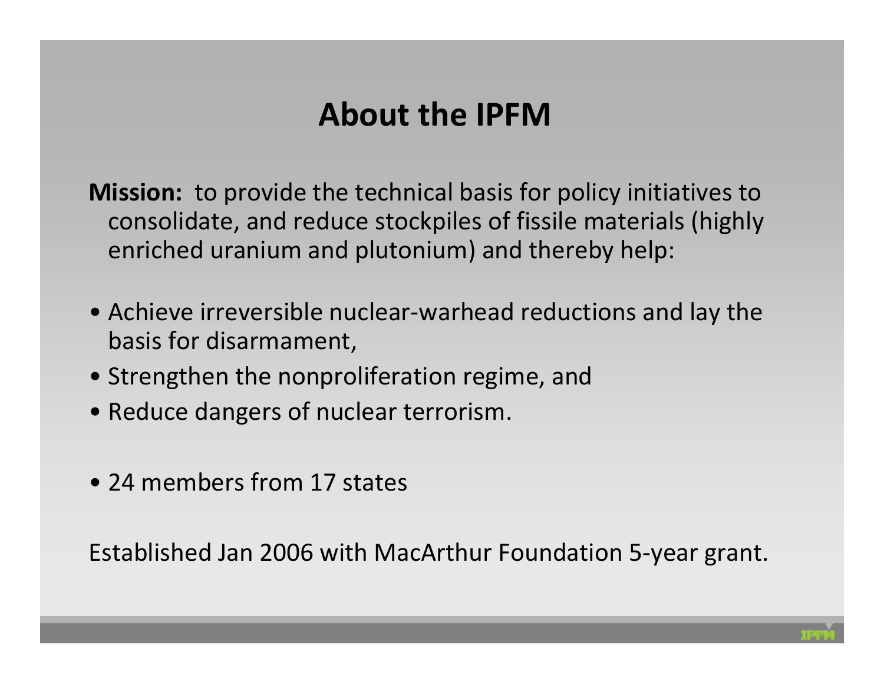# About the IPFM

**Mission:** to provide the technical basis for policy initiatives to consolidate, and reduce stockpiles of fissile materials (highly enriched uranium and plutonium) and thereby help:

- Achieve irreversible nuclear-warhead reductions and lay the basis for disarmament,
- Strengthen the nonproliferation regime, and
- Reduce dangers of nuclear terrorism.

- 24 members from 17 states

Established Jan 2006 with MacArthur Foundation 5-year grant.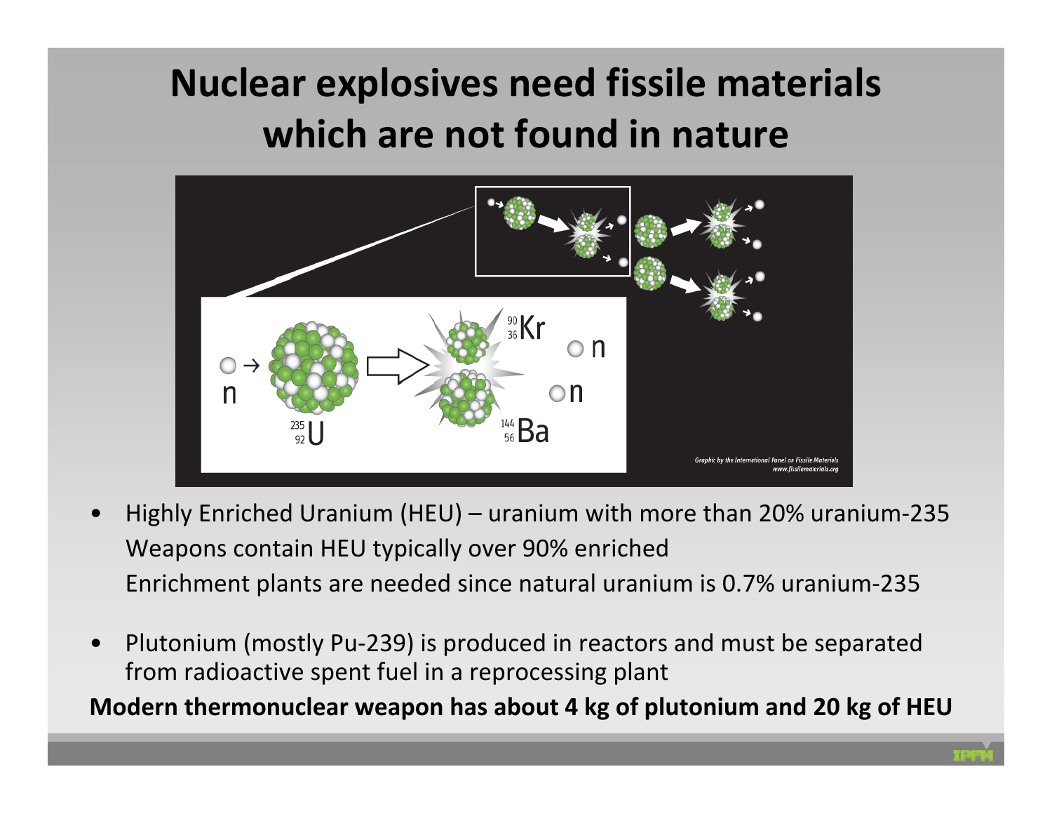# Nuclear explosives need fissile materials which are not found in nature

- Highly Enriched Uranium (HEU) – uranium with more than 20% uranium-235
  Weapons contain HEU typically over 90% enriched
  Enrichment plants are needed since natural uranium is 0.7% uranium-235

- Plutonium (mostly Pu-239) is produced in reactors and must be separated from radioactive spent fuel in a reprocessing plant

**Modern thermonuclear weapon has about 4 kg of plutonium and 20 kg of HEU**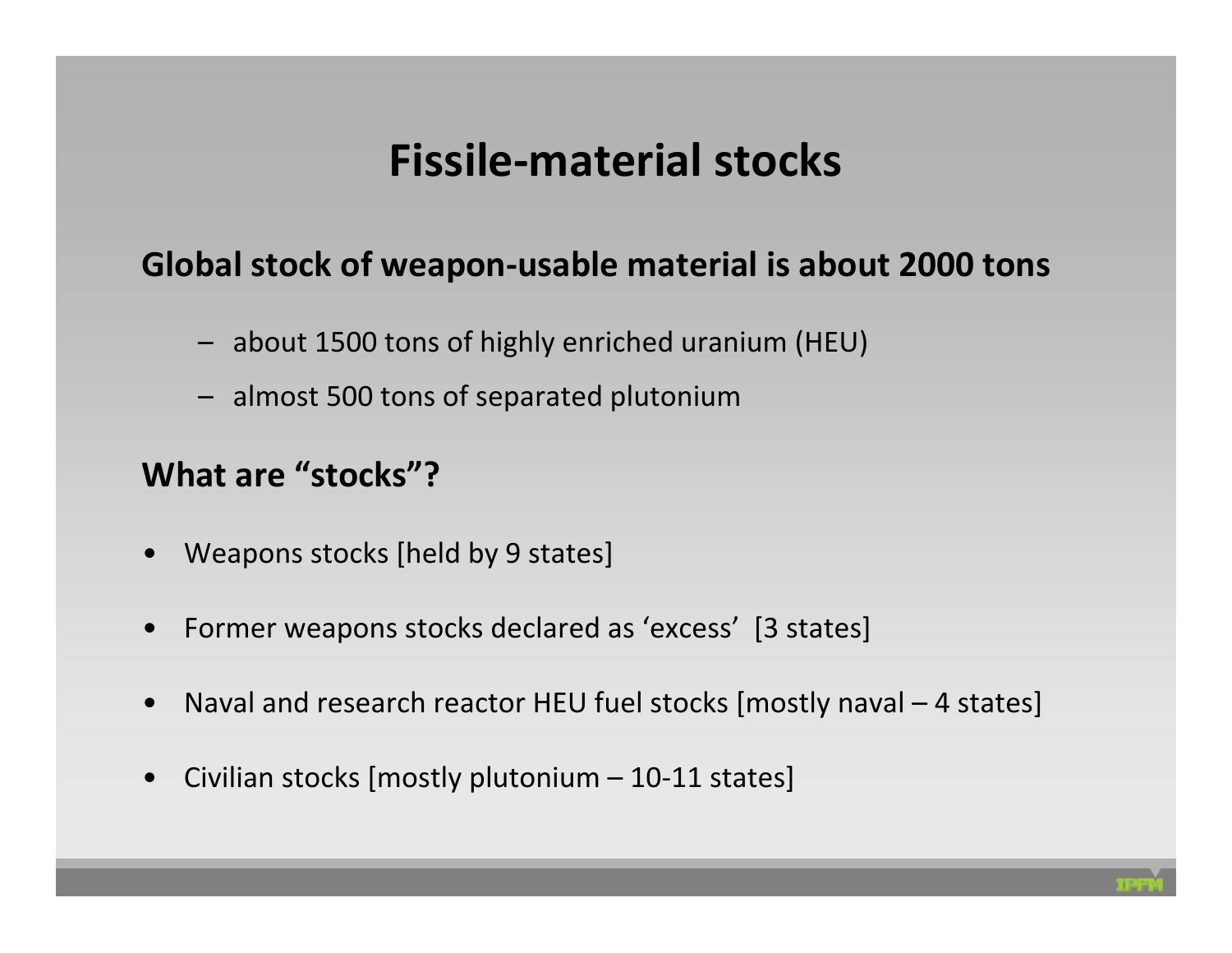# Fissile-material stocks

## Global stock of weapon-usable material is about 2000 tons

- about 1500 tons of highly enriched uranium (HEU)
- almost 500 tons of separated plutonium

## What are “stocks”?

- Weapons stocks [held by 9 states]
- Former weapons stocks declared as ‘excess’ [3 states]
- Naval and research reactor HEU fuel stocks [mostly naval – 4 states]
- Civilian stocks [mostly plutonium – 10-11 states]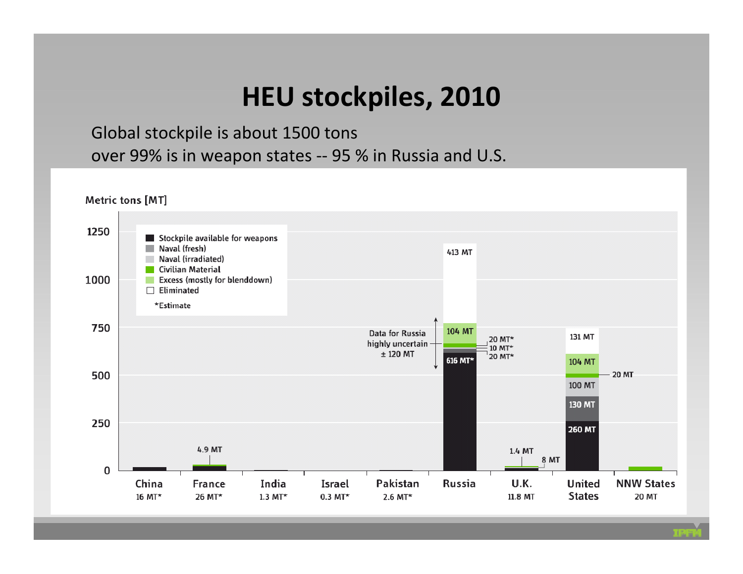# HEU stockpiles, 2010

Global stockpile is about 1500 tons
over 99% is in weapon states -- 95 % in Russia and U.S.

Metric tons [MT]

Legend:
- Stockpile available for weapons
- Naval (fresh)
- Naval (irradiated)
- Civilian Material
- Excess (mostly for blenddown)
- Eliminated

*Estimate

| Country | Total | Stockpile available for weapons | Naval (fresh) | Naval (irradiated) | Civilian Material | Excess (mostly for blenddown) | Eliminated |
|---|---|---|---|---|---|---|---|
| China | 16 MT* | | | | | | |
| France | 26 MT* | | | | 4.9 MT | | |
| India | 1.3 MT* | | | | | | |
| Israel | 0.3 MT* | | | | | | |
| Pakistan | 2.6 MT* | | | | | | |
| Russia | | 616 MT* | 20 MT* | | 10 MT* / 20 MT* | 104 MT | 413 MT |
| U.K. | 11.8 MT | | | | 1.4 MT | | |
| United States | | 260 MT | 130 MT | 100 MT | 20 MT | 104 MT | 131 MT |
| NNW States | 20 MT | | | | | | |

Data for Russia highly uncertain ± 120 MT

U.K.: 8 MT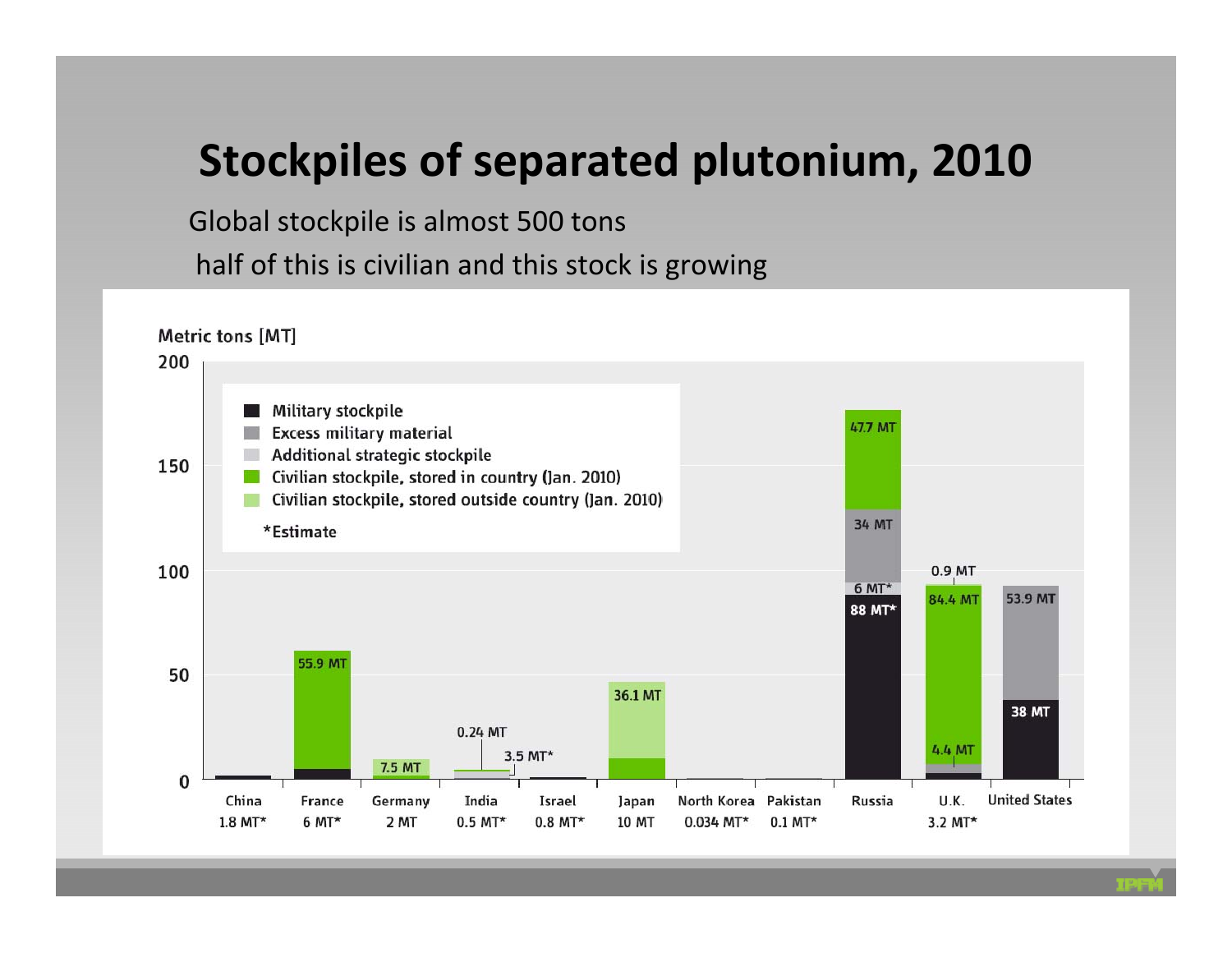# Stockpiles of separated plutonium, 2010

Global stockpile is almost 500 tons

half of this is civilian and this stock is growing

Metric tons [MT]

- Military stockpile
- Excess military material
- Additional strategic stockpile
- Civilian stockpile, stored in country (Jan. 2010)
- Civilian stockpile, stored outside country (Jan. 2010)

*Estimate

| Country | Labels |
| --- | --- |
| China | 1.8 MT* |
| France | 6 MT*, 55.9 MT |
| Germany | 2 MT, 7.5 MT |
| India | 0.5 MT*, 0.24 MT, 3.5 MT* |
| Israel | 0.8 MT* |
| Japan | 10 MT, 36.1 MT |
| North Korea | 0.034 MT* |
| Pakistan | 0.1 MT* |
| Russia | 88 MT*, 6 MT*, 34 MT, 47.7 MT |
| U.K. | 3.2 MT*, 4.4 MT, 84.4 MT, 0.9 MT |
| United States | 38 MT, 53.9 MT |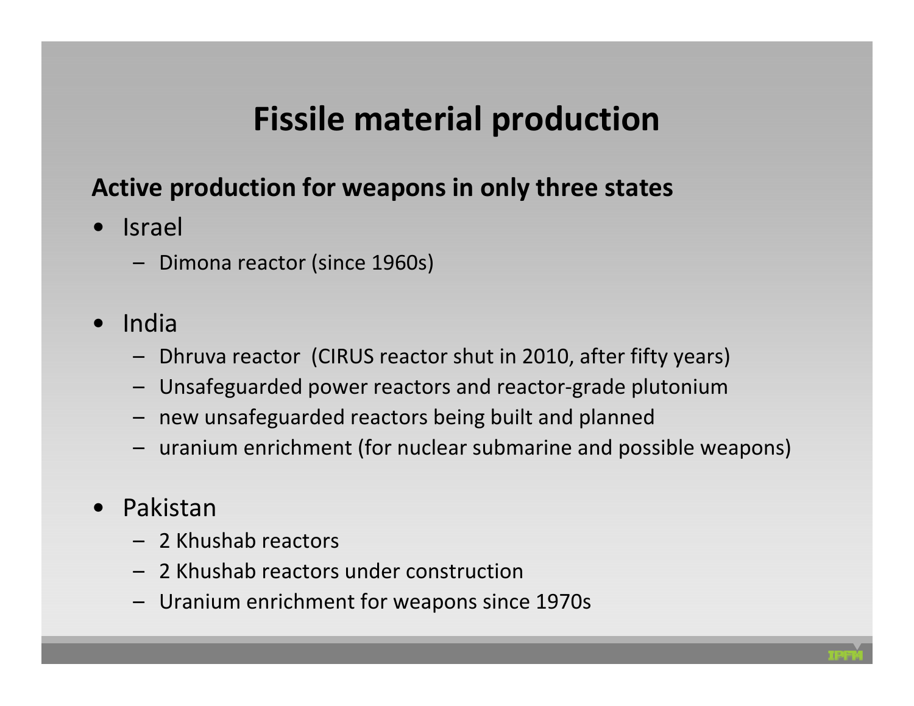# Fissile material production

**Active production for weapons in only three states**

- Israel
  - Dimona reactor (since 1960s)
- India
  - Dhruva reactor (CIRUS reactor shut in 2010, after fifty years)
  - Unsafeguarded power reactors and reactor-grade plutonium
  - new unsafeguarded reactors being built and planned
  - uranium enrichment (for nuclear submarine and possible weapons)
- Pakistan
  - 2 Khushab reactors
  - 2 Khushab reactors under construction
  - Uranium enrichment for weapons since 1970s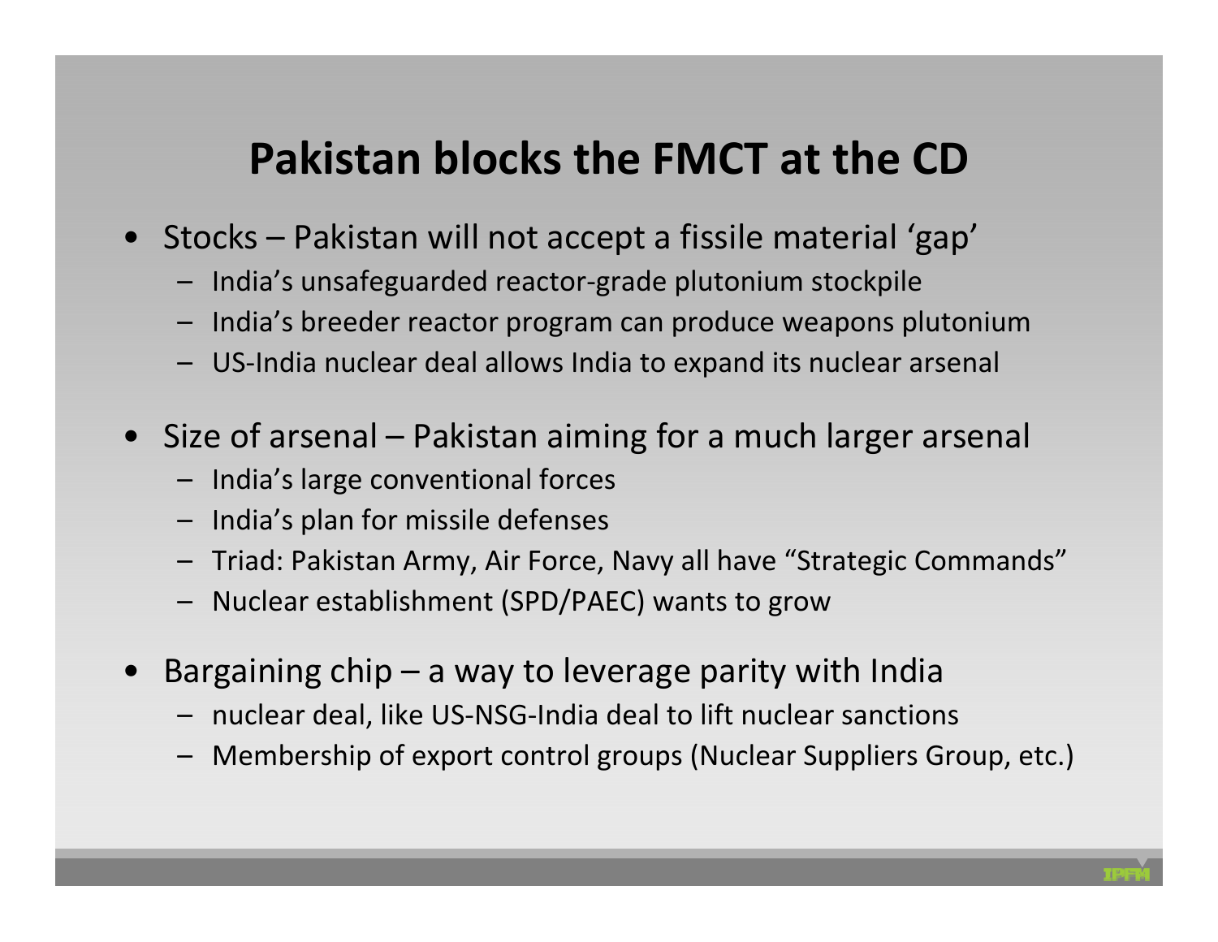# Pakistan blocks the FMCT at the CD

- Stocks – Pakistan will not accept a fissile material ‘gap’
  - India’s unsafeguarded reactor-grade plutonium stockpile
  - India’s breeder reactor program can produce weapons plutonium
  - US-India nuclear deal allows India to expand its nuclear arsenal

- Size of arsenal – Pakistan aiming for a much larger arsenal
  - India’s large conventional forces
  - India’s plan for missile defenses
  - Triad: Pakistan Army, Air Force, Navy all have “Strategic Commands”
  - Nuclear establishment (SPD/PAEC) wants to grow

- Bargaining chip – a way to leverage parity with India
  - nuclear deal, like US-NSG-India deal to lift nuclear sanctions
  - Membership of export control groups (Nuclear Suppliers Group, etc.)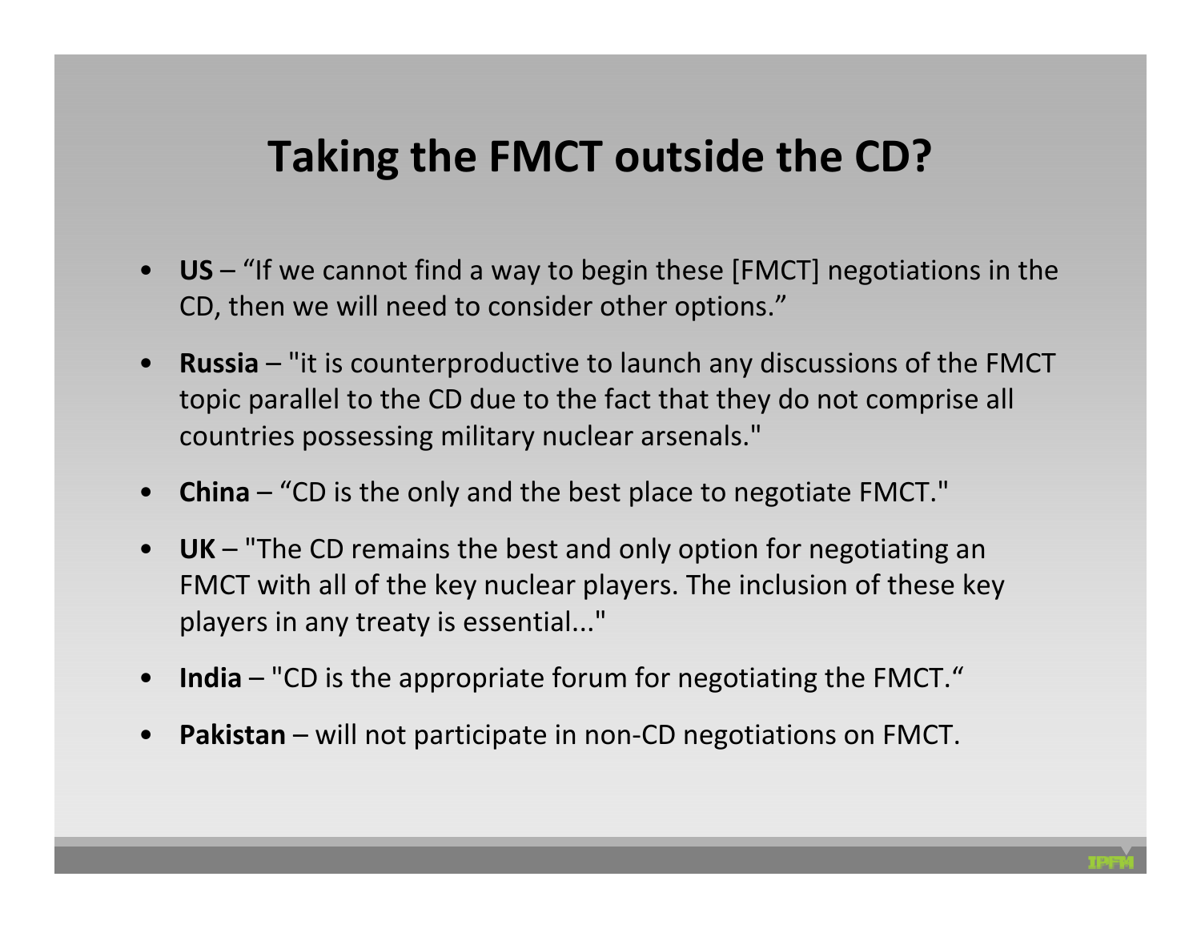# Taking the FMCT outside the CD?

- **US** – “If we cannot find a way to begin these [FMCT] negotiations in the CD, then we will need to consider other options.”
- **Russia** – "it is counterproductive to launch any discussions of the FMCT topic parallel to the CD due to the fact that they do not comprise all countries possessing military nuclear arsenals."
- **China** – “CD is the only and the best place to negotiate FMCT."
- **UK** – "The CD remains the best and only option for negotiating an FMCT with all of the key nuclear players. The inclusion of these key players in any treaty is essential..."
- **India** – "CD is the appropriate forum for negotiating the FMCT.“
- **Pakistan** – will not participate in non-CD negotiations on FMCT.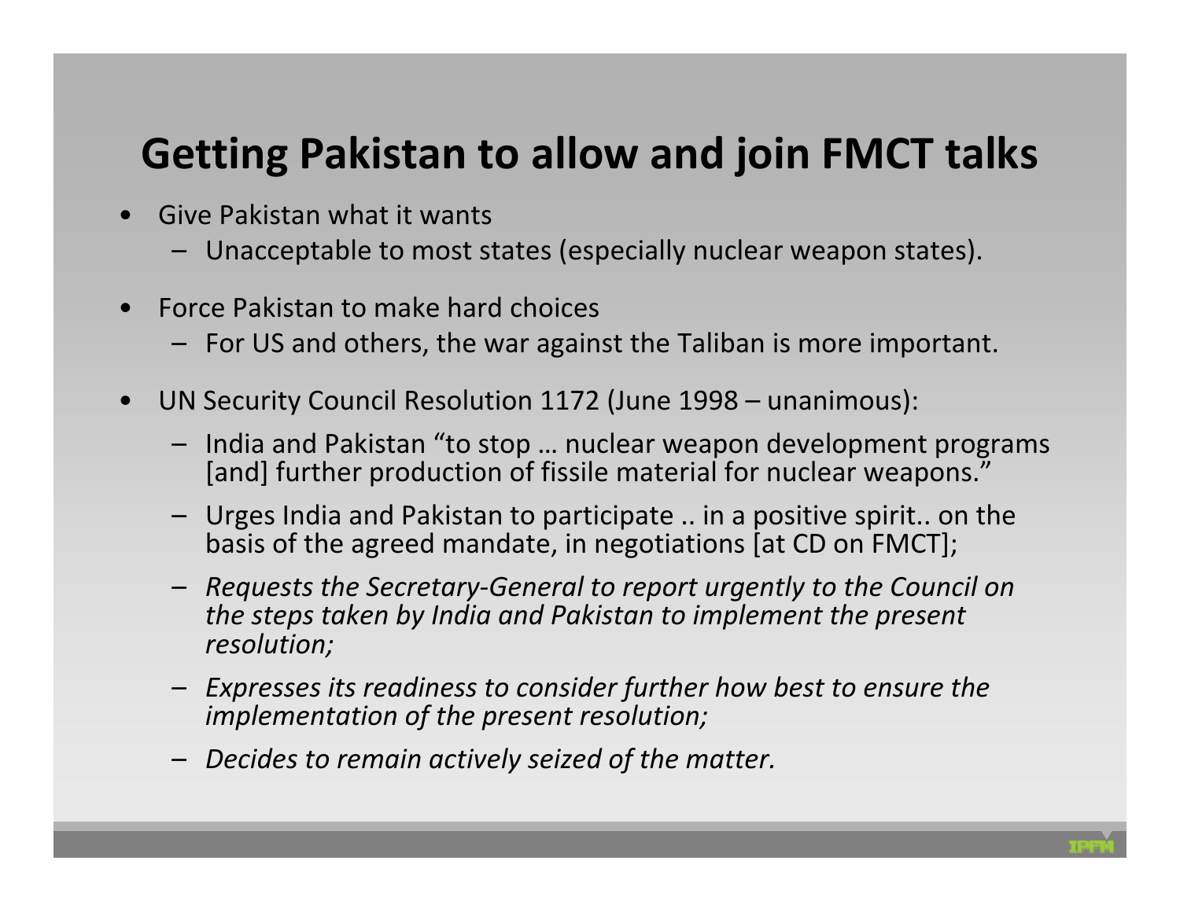# Getting Pakistan to allow and join FMCT talks

- Give Pakistan what it wants
  - Unacceptable to most states (especially nuclear weapon states).
- Force Pakistan to make hard choices
  - For US and others, the war against the Taliban is more important.
- UN Security Council Resolution 1172 (June 1998 – unanimous):
  - India and Pakistan "to stop … nuclear weapon development programs [and] further production of fissile material for nuclear weapons."
  - Urges India and Pakistan to participate .. in a positive spirit.. on the basis of the agreed mandate, in negotiations [at CD on FMCT];
  - *Requests the Secretary-General to report urgently to the Council on the steps taken by India and Pakistan to implement the present resolution;*
  - *Expresses its readiness to consider further how best to ensure the implementation of the present resolution;*
  - *Decides to remain actively seized of the matter.*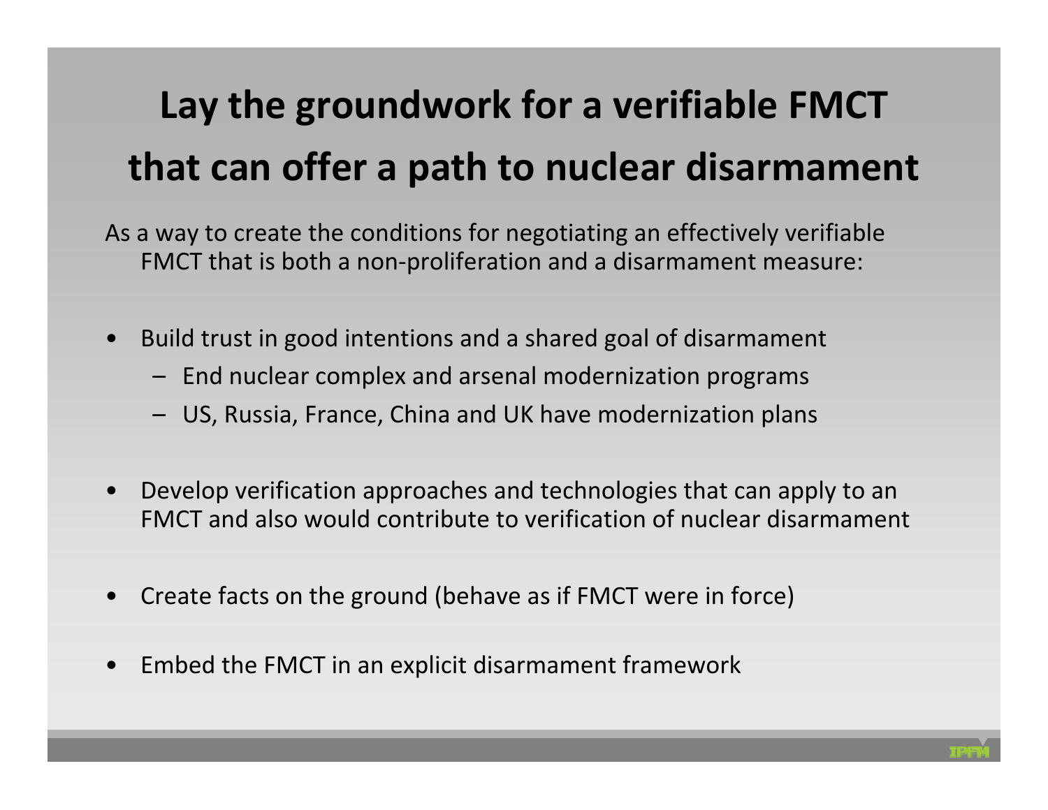# Lay the groundwork for a verifiable FMCT that can offer a path to nuclear disarmament

As a way to create the conditions for negotiating an effectively verifiable FMCT that is both a non-proliferation and a disarmament measure:

- Build trust in good intentions and a shared goal of disarmament
  - End nuclear complex and arsenal modernization programs
  - US, Russia, France, China and UK have modernization plans
- Develop verification approaches and technologies that can apply to an FMCT and also would contribute to verification of nuclear disarmament
- Create facts on the ground (behave as if FMCT were in force)
- Embed the FMCT in an explicit disarmament framework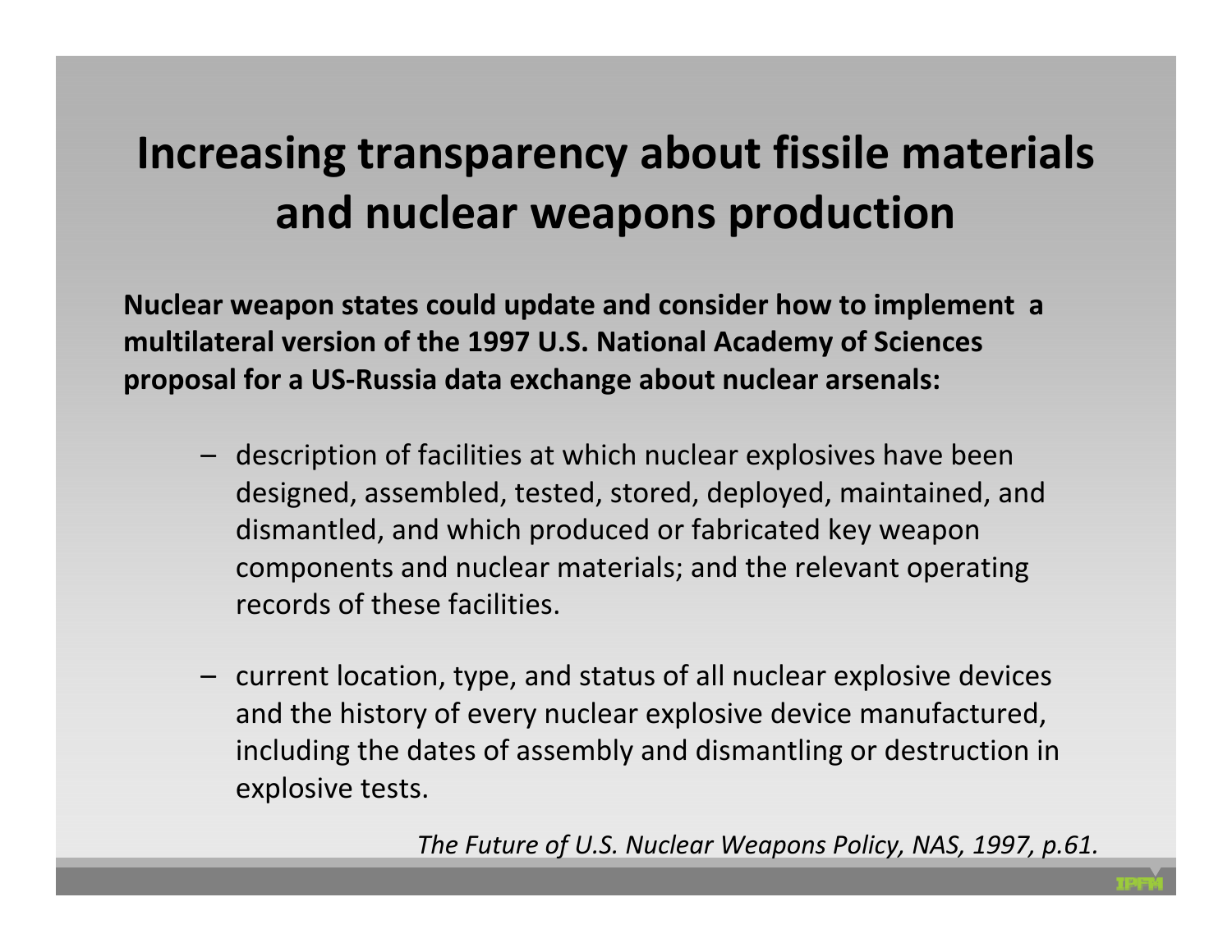# Increasing transparency about fissile materials and nuclear weapons production

**Nuclear weapon states could update and consider how to implement a multilateral version of the 1997 U.S. National Academy of Sciences proposal for a US-Russia data exchange about nuclear arsenals:**

- description of facilities at which nuclear explosives have been designed, assembled, tested, stored, deployed, maintained, and dismantled, and which produced or fabricated key weapon components and nuclear materials; and the relevant operating records of these facilities.
- current location, type, and status of all nuclear explosive devices and the history of every nuclear explosive device manufactured, including the dates of assembly and dismantling or destruction in explosive tests.

*The Future of U.S. Nuclear Weapons Policy, NAS, 1997, p.61.*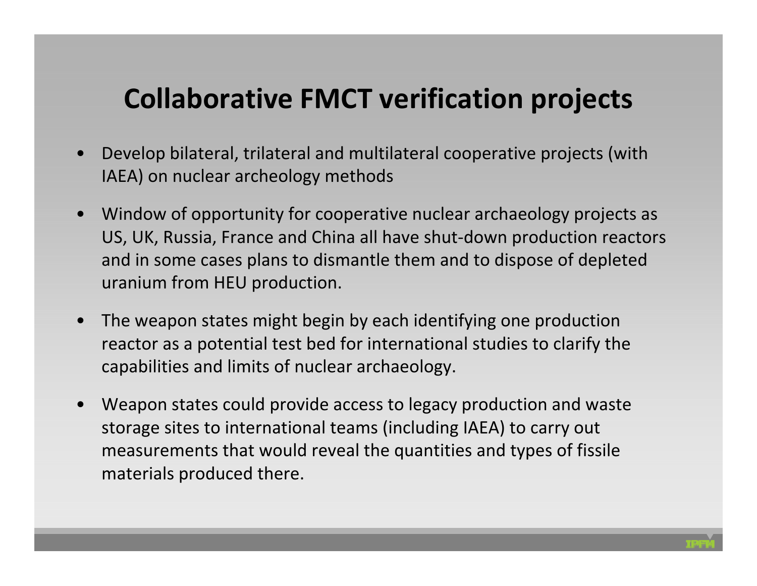# Collaborative FMCT verification projects

- Develop bilateral, trilateral and multilateral cooperative projects (with IAEA) on nuclear archeology methods
- Window of opportunity for cooperative nuclear archaeology projects as US, UK, Russia, France and China all have shut-down production reactors and in some cases plans to dismantle them and to dispose of depleted uranium from HEU production.
- The weapon states might begin by each identifying one production reactor as a potential test bed for international studies to clarify the capabilities and limits of nuclear archaeology.
- Weapon states could provide access to legacy production and waste storage sites to international teams (including IAEA) to carry out measurements that would reveal the quantities and types of fissile materials produced there.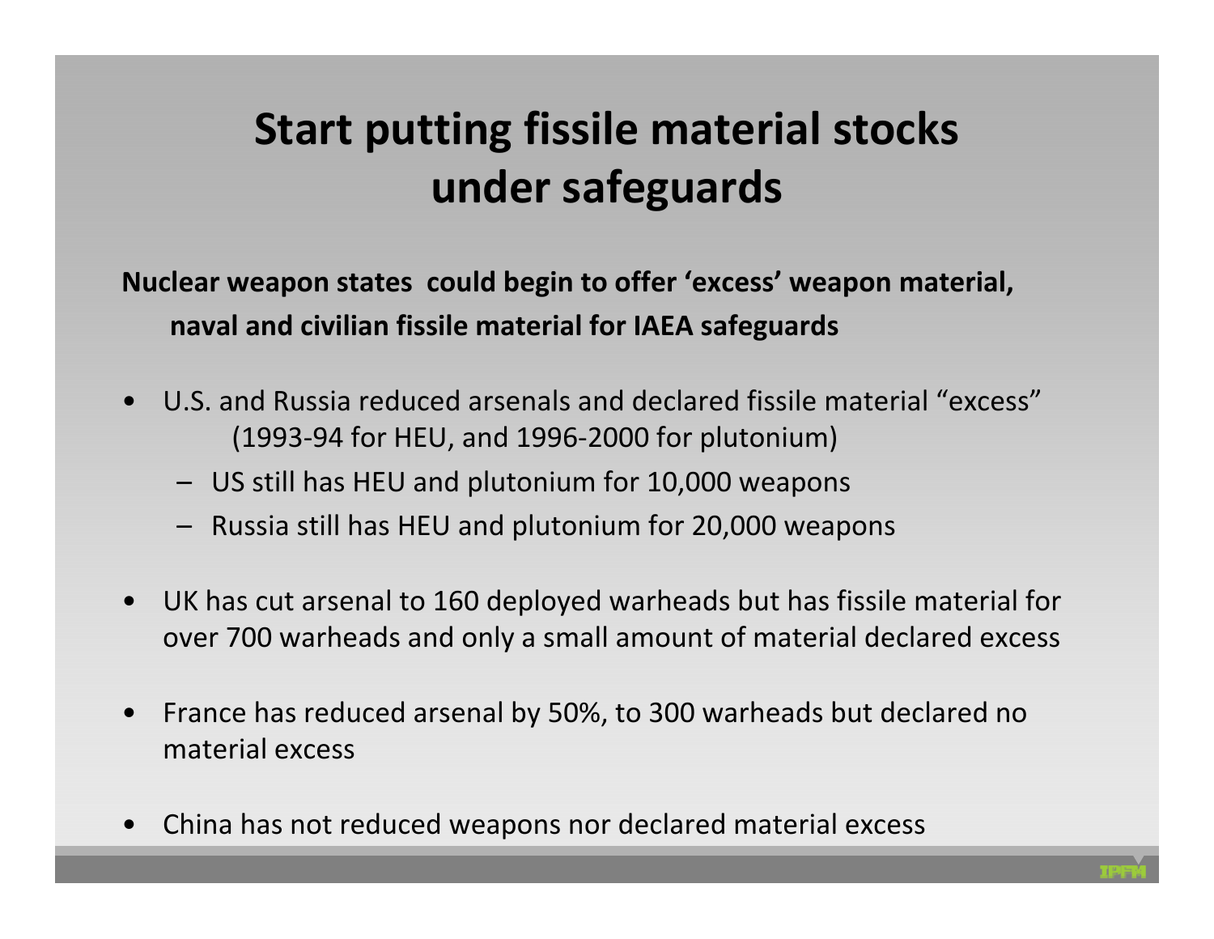# Start putting fissile material stocks under safeguards

**Nuclear weapon states could begin to offer 'excess' weapon material, naval and civilian fissile material for IAEA safeguards**

- U.S. and Russia reduced arsenals and declared fissile material "excess" (1993-94 for HEU, and 1996-2000 for plutonium)
  - US still has HEU and plutonium for 10,000 weapons
  - Russia still has HEU and plutonium for 20,000 weapons

- UK has cut arsenal to 160 deployed warheads but has fissile material for over 700 warheads and only a small amount of material declared excess

- France has reduced arsenal by 50%, to 300 warheads but declared no material excess

- China has not reduced weapons nor declared material excess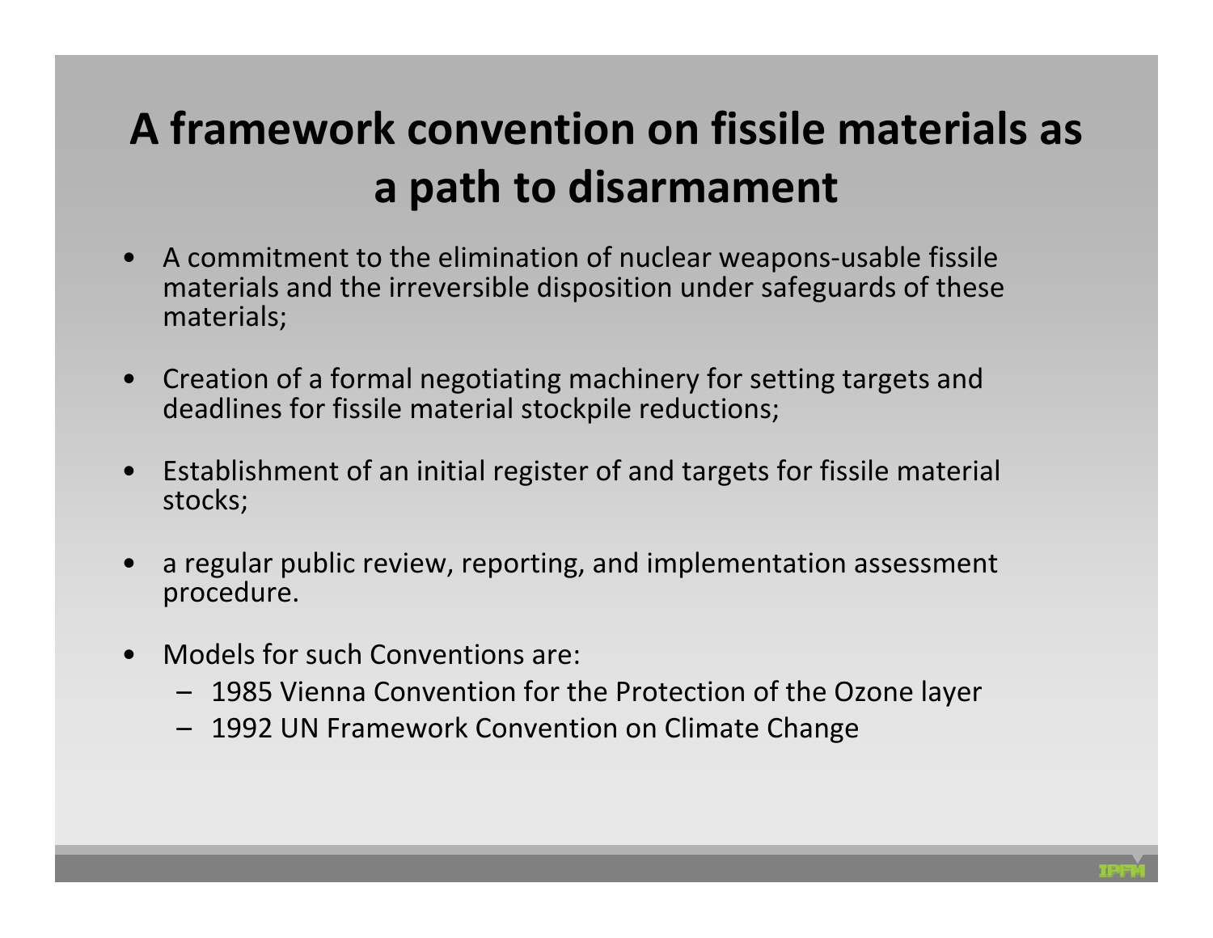# A framework convention on fissile materials as a path to disarmament

- A commitment to the elimination of nuclear weapons-usable fissile materials and the irreversible disposition under safeguards of these materials;
- Creation of a formal negotiating machinery for setting targets and deadlines for fissile material stockpile reductions;
- Establishment of an initial register of and targets for fissile material stocks;
- a regular public review, reporting, and implementation assessment procedure.
- Models for such Conventions are:
  - 1985 Vienna Convention for the Protection of the Ozone layer
  - 1992 UN Framework Convention on Climate Change